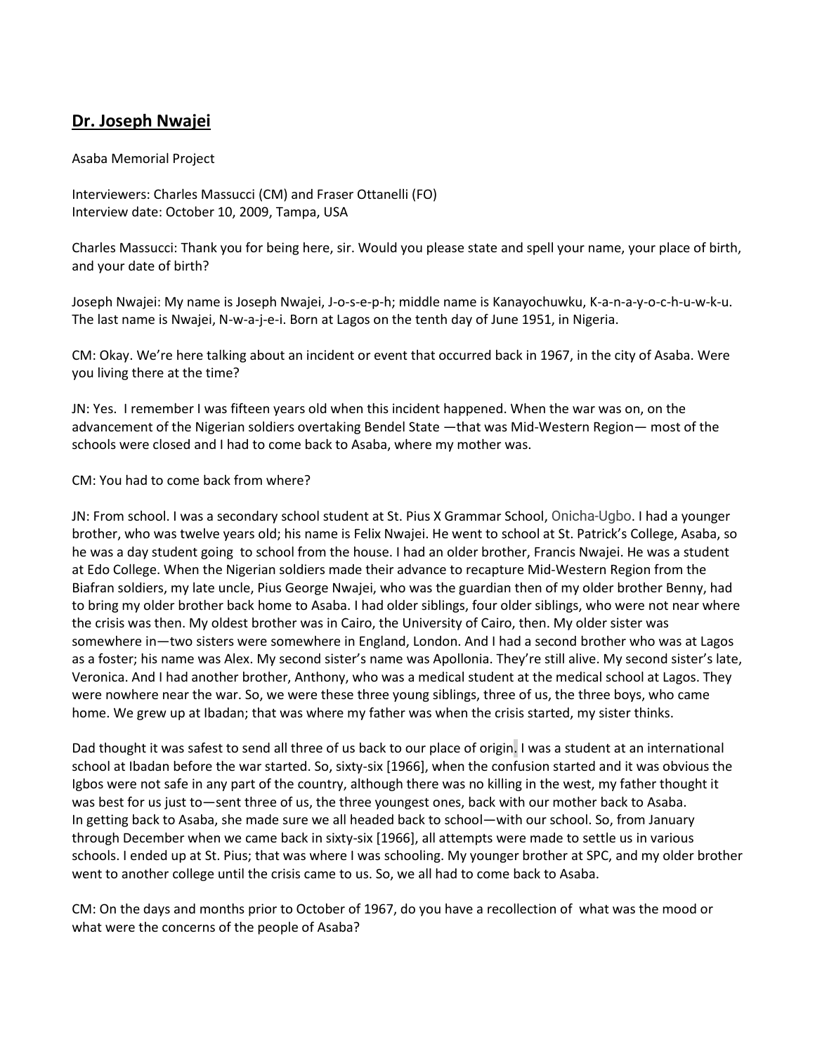# **Dr. Joseph Nwajei**

Asaba Memorial Project

Interviewers: Charles Massucci (CM) and Fraser Ottanelli (FO)
Interview date: October 10, 2009, Tampa, USA

Charles Massucci: Thank you for being here, sir. Would you please state and spell your name, your place of birth, and your date of birth?

Joseph Nwajei: My name is Joseph Nwajei, J-o-s-e-p-h; middle name is Kanayochuwku, K-a-n-a-y-o-c-h-u-w-k-u. The last name is Nwajei, N-w-a-j-e-i. Born at Lagos on the tenth day of June 1951, in Nigeria.

CM: Okay. We're here talking about an incident or event that occurred back in 1967, in the city of Asaba. Were you living there at the time?

JN: Yes. I remember I was fifteen years old when this incident happened. When the war was on, on the advancement of the Nigerian soldiers overtaking Bendel State —that was Mid-Western Region— most of the schools were closed and I had to come back to Asaba, where my mother was.

CM: You had to come back from where?

JN: From school. I was a secondary school student at St. Pius X Grammar School, Onicha-Ugbo. I had a younger brother, who was twelve years old; his name is Felix Nwajei. He went to school at St. Patrick's College, Asaba, so he was a day student going to school from the house. I had an older brother, Francis Nwajei. He was a student at Edo College. When the Nigerian soldiers made their advance to recapture Mid-Western Region from the Biafran soldiers, my late uncle, Pius George Nwajei, who was the guardian then of my older brother Benny, had to bring my older brother back home to Asaba. I had older siblings, four older siblings, who were not near where the crisis was then. My oldest brother was in Cairo, the University of Cairo, then. My older sister was somewhere in—two sisters were somewhere in England, London. And I had a second brother who was at Lagos as a foster; his name was Alex. My second sister's name was Apollonia. They're still alive. My second sister's late, Veronica. And I had another brother, Anthony, who was a medical student at the medical school at Lagos. They were nowhere near the war. So, we were these three young siblings, three of us, the three boys, who came home. We grew up at Ibadan; that was where my father was when the crisis started, my sister thinks.

Dad thought it was safest to send all three of us back to our place of origin. I was a student at an international school at Ibadan before the war started. So, sixty-six [1966], when the confusion started and it was obvious the Igbos were not safe in any part of the country, although there was no killing in the west, my father thought it was best for us just to—sent three of us, the three youngest ones, back with our mother back to Asaba. In getting back to Asaba, she made sure we all headed back to school—with our school. So, from January through December when we came back in sixty-six [1966], all attempts were made to settle us in various schools. I ended up at St. Pius; that was where I was schooling. My younger brother at SPC, and my older brother went to another college until the crisis came to us. So, we all had to come back to Asaba.

CM: On the days and months prior to October of 1967, do you have a recollection of what was the mood or what were the concerns of the people of Asaba?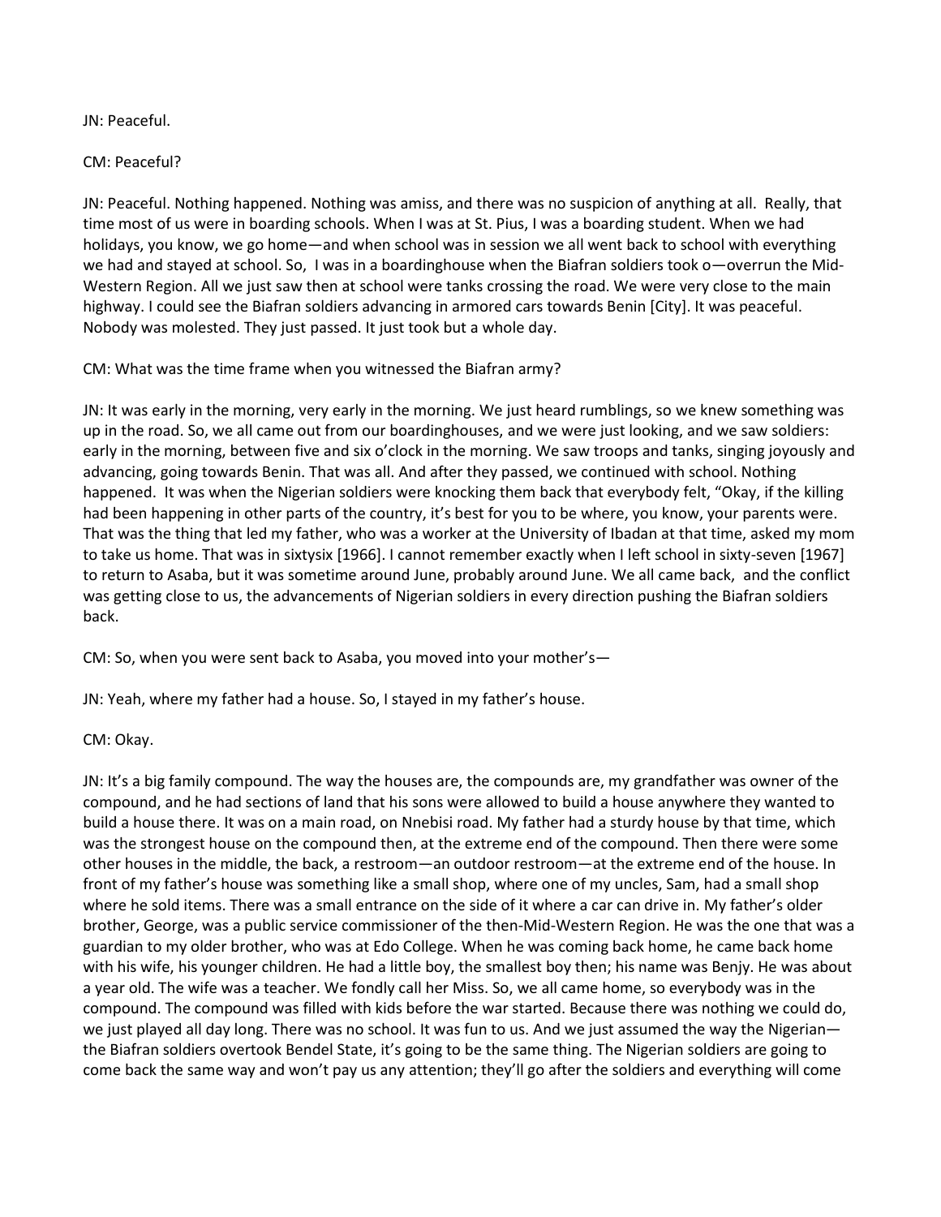JN: Peaceful.

CM: Peaceful?

JN: Peaceful. Nothing happened. Nothing was amiss, and there was no suspicion of anything at all. Really, that time most of us were in boarding schools. When I was at St. Pius, I was a boarding student. When we had holidays, you know, we go home—and when school was in session we all went back to school with everything we had and stayed at school. So, I was in a boardinghouse when the Biafran soldiers took o—overrun the Mid-Western Region. All we just saw then at school were tanks crossing the road. We were very close to the main highway. I could see the Biafran soldiers advancing in armored cars towards Benin [City]. It was peaceful. Nobody was molested. They just passed. It just took but a whole day.

CM: What was the time frame when you witnessed the Biafran army?

JN: It was early in the morning, very early in the morning. We just heard rumblings, so we knew something was up in the road. So, we all came out from our boardinghouses, and we were just looking, and we saw soldiers: early in the morning, between five and six o'clock in the morning. We saw troops and tanks, singing joyously and advancing, going towards Benin. That was all. And after they passed, we continued with school. Nothing happened. It was when the Nigerian soldiers were knocking them back that everybody felt, "Okay, if the killing had been happening in other parts of the country, it's best for you to be where, you know, your parents were. That was the thing that led my father, who was a worker at the University of Ibadan at that time, asked my mom to take us home. That was in sixtysix [1966]. I cannot remember exactly when I left school in sixty-seven [1967] to return to Asaba, but it was sometime around June, probably around June. We all came back, and the conflict was getting close to us, the advancements of Nigerian soldiers in every direction pushing the Biafran soldiers back.

CM: So, when you were sent back to Asaba, you moved into your mother's—

JN: Yeah, where my father had a house. So, I stayed in my father's house.

CM: Okay.

JN: It's a big family compound. The way the houses are, the compounds are, my grandfather was owner of the compound, and he had sections of land that his sons were allowed to build a house anywhere they wanted to build a house there. It was on a main road, on Nnebisi road. My father had a sturdy house by that time, which was the strongest house on the compound then, at the extreme end of the compound. Then there were some other houses in the middle, the back, a restroom—an outdoor restroom—at the extreme end of the house. In front of my father's house was something like a small shop, where one of my uncles, Sam, had a small shop where he sold items. There was a small entrance on the side of it where a car can drive in. My father's older brother, George, was a public service commissioner of the then-Mid-Western Region. He was the one that was a guardian to my older brother, who was at Edo College. When he was coming back home, he came back home with his wife, his younger children. He had a little boy, the smallest boy then; his name was Benjy. He was about a year old. The wife was a teacher. We fondly call her Miss. So, we all came home, so everybody was in the compound. The compound was filled with kids before the war started. Because there was nothing we could do, we just played all day long. There was no school. It was fun to us. And we just assumed the way the Nigerian—the Biafran soldiers overtook Bendel State, it's going to be the same thing. The Nigerian soldiers are going to come back the same way and won't pay us any attention; they'll go after the soldiers and everything will come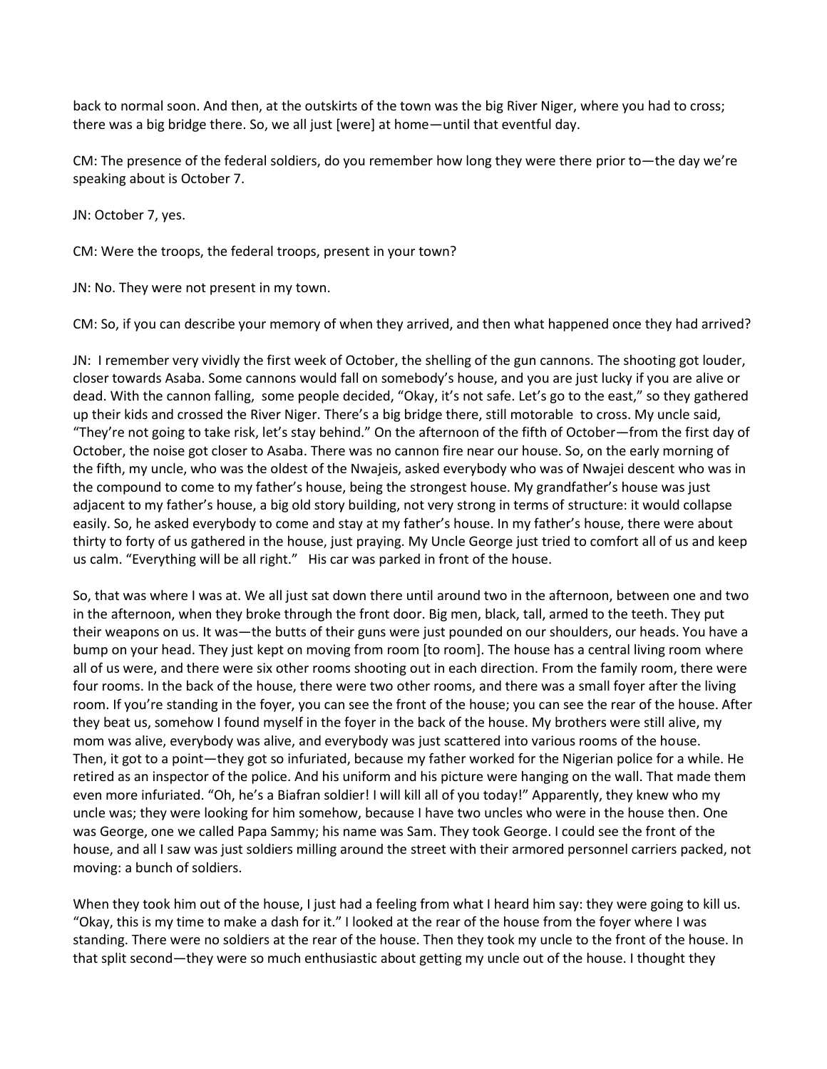back to normal soon. And then, at the outskirts of the town was the big River Niger, where you had to cross; there was a big bridge there. So, we all just [were] at home—until that eventful day.

CM: The presence of the federal soldiers, do you remember how long they were there prior to—the day we're speaking about is October 7.

JN: October 7, yes.

CM: Were the troops, the federal troops, present in your town?

JN: No. They were not present in my town.

CM: So, if you can describe your memory of when they arrived, and then what happened once they had arrived?

JN: I remember very vividly the first week of October, the shelling of the gun cannons. The shooting got louder, closer towards Asaba. Some cannons would fall on somebody's house, and you are just lucky if you are alive or dead. With the cannon falling, some people decided, "Okay, it's not safe. Let's go to the east," so they gathered up their kids and crossed the River Niger. There's a big bridge there, still motorable to cross. My uncle said, "They're not going to take risk, let's stay behind." On the afternoon of the fifth of October—from the first day of October, the noise got closer to Asaba. There was no cannon fire near our house. So, on the early morning of the fifth, my uncle, who was the oldest of the Nwajeis, asked everybody who was of Nwajei descent who was in the compound to come to my father's house, being the strongest house. My grandfather's house was just adjacent to my father's house, a big old story building, not very strong in terms of structure: it would collapse easily. So, he asked everybody to come and stay at my father's house. In my father's house, there were about thirty to forty of us gathered in the house, just praying. My Uncle George just tried to comfort all of us and keep us calm. "Everything will be all right." His car was parked in front of the house.

So, that was where I was at. We all just sat down there until around two in the afternoon, between one and two in the afternoon, when they broke through the front door. Big men, black, tall, armed to the teeth. They put their weapons on us. It was—the butts of their guns were just pounded on our shoulders, our heads. You have a bump on your head. They just kept on moving from room [to room]. The house has a central living room where all of us were, and there were six other rooms shooting out in each direction. From the family room, there were four rooms. In the back of the house, there were two other rooms, and there was a small foyer after the living room. If you're standing in the foyer, you can see the front of the house; you can see the rear of the house. After they beat us, somehow I found myself in the foyer in the back of the house. My brothers were still alive, my mom was alive, everybody was alive, and everybody was just scattered into various rooms of the house. Then, it got to a point—they got so infuriated, because my father worked for the Nigerian police for a while. He retired as an inspector of the police. And his uniform and his picture were hanging on the wall. That made them even more infuriated. "Oh, he's a Biafran soldier! I will kill all of you today!" Apparently, they knew who my uncle was; they were looking for him somehow, because I have two uncles who were in the house then. One was George, one we called Papa Sammy; his name was Sam. They took George. I could see the front of the house, and all I saw was just soldiers milling around the street with their armored personnel carriers packed, not moving: a bunch of soldiers.

When they took him out of the house, I just had a feeling from what I heard him say: they were going to kill us. "Okay, this is my time to make a dash for it." I looked at the rear of the house from the foyer where I was standing. There were no soldiers at the rear of the house. Then they took my uncle to the front of the house. In that split second—they were so much enthusiastic about getting my uncle out of the house. I thought they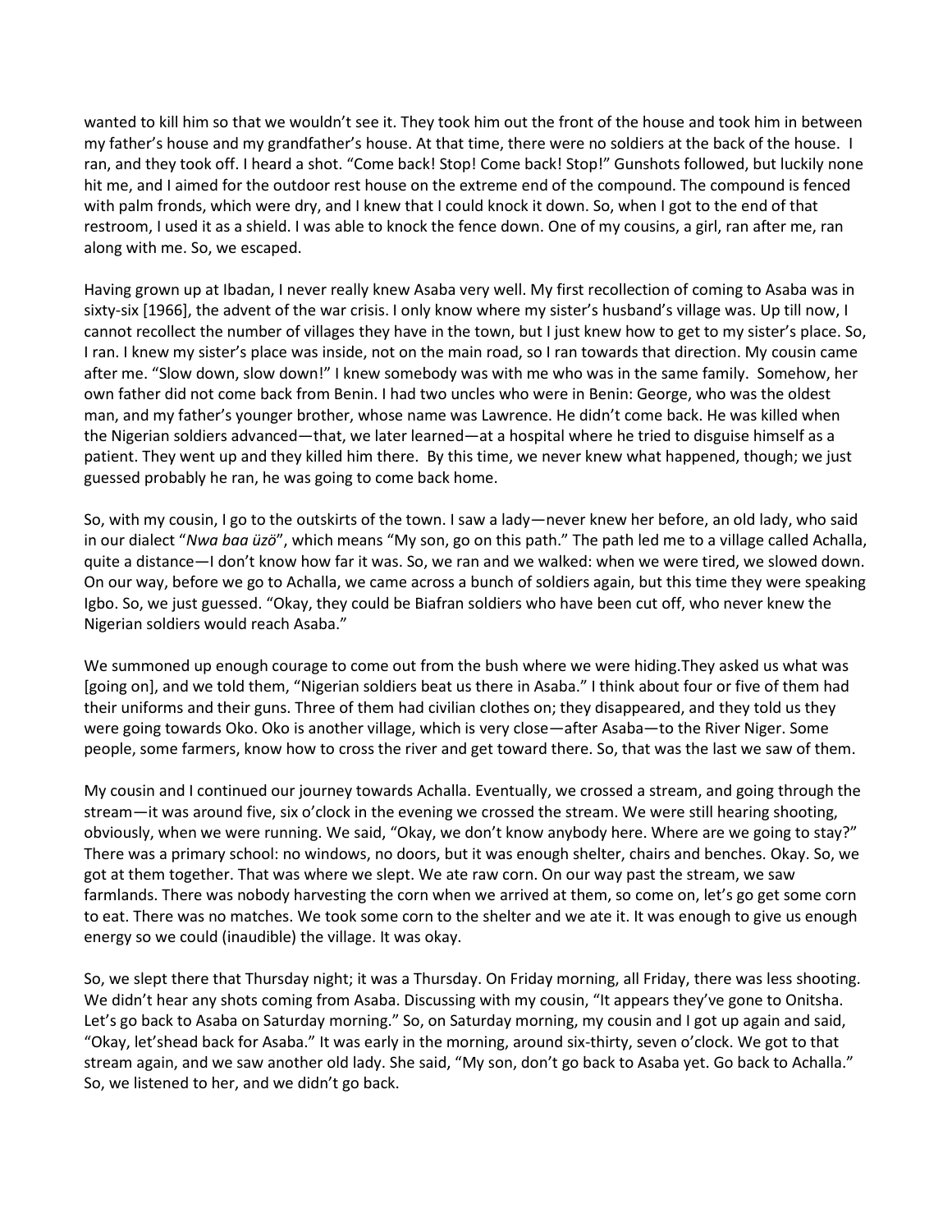wanted to kill him so that we wouldn't see it. They took him out the front of the house and took him in between my father's house and my grandfather's house. At that time, there were no soldiers at the back of the house. I ran, and they took off. I heard a shot. "Come back! Stop! Come back! Stop!" Gunshots followed, but luckily none hit me, and I aimed for the outdoor rest house on the extreme end of the compound. The compound is fenced with palm fronds, which were dry, and I knew that I could knock it down. So, when I got to the end of that restroom, I used it as a shield. I was able to knock the fence down. One of my cousins, a girl, ran after me, ran along with me. So, we escaped.

Having grown up at Ibadan, I never really knew Asaba very well. My first recollection of coming to Asaba was in sixty-six [1966], the advent of the war crisis. I only know where my sister's husband's village was. Up till now, I cannot recollect the number of villages they have in the town, but I just knew how to get to my sister's place. So, I ran. I knew my sister's place was inside, not on the main road, so I ran towards that direction. My cousin came after me. "Slow down, slow down!" I knew somebody was with me who was in the same family. Somehow, her own father did not come back from Benin. I had two uncles who were in Benin: George, who was the oldest man, and my father's younger brother, whose name was Lawrence. He didn't come back. He was killed when the Nigerian soldiers advanced—that, we later learned—at a hospital where he tried to disguise himself as a patient. They went up and they killed him there. By this time, we never knew what happened, though; we just guessed probably he ran, he was going to come back home.

So, with my cousin, I go to the outskirts of the town. I saw a lady—never knew her before, an old lady, who said in our dialect "*Nwa baa üzö*", which means "My son, go on this path." The path led me to a village called Achalla, quite a distance—I don't know how far it was. So, we ran and we walked: when we were tired, we slowed down. On our way, before we go to Achalla, we came across a bunch of soldiers again, but this time they were speaking Igbo. So, we just guessed. "Okay, they could be Biafran soldiers who have been cut off, who never knew the Nigerian soldiers would reach Asaba."

We summoned up enough courage to come out from the bush where we were hiding.They asked us what was [going on], and we told them, "Nigerian soldiers beat us there in Asaba." I think about four or five of them had their uniforms and their guns. Three of them had civilian clothes on; they disappeared, and they told us they were going towards Oko. Oko is another village, which is very close—after Asaba—to the River Niger. Some people, some farmers, know how to cross the river and get toward there. So, that was the last we saw of them.

My cousin and I continued our journey towards Achalla. Eventually, we crossed a stream, and going through the stream—it was around five, six o'clock in the evening we crossed the stream. We were still hearing shooting, obviously, when we were running. We said, "Okay, we don't know anybody here. Where are we going to stay?" There was a primary school: no windows, no doors, but it was enough shelter, chairs and benches. Okay. So, we got at them together. That was where we slept. We ate raw corn. On our way past the stream, we saw farmlands. There was nobody harvesting the corn when we arrived at them, so come on, let's go get some corn to eat. There was no matches. We took some corn to the shelter and we ate it. It was enough to give us enough energy so we could (inaudible) the village. It was okay.

So, we slept there that Thursday night; it was a Thursday. On Friday morning, all Friday, there was less shooting. We didn't hear any shots coming from Asaba. Discussing with my cousin, "It appears they've gone to Onitsha. Let's go back to Asaba on Saturday morning." So, on Saturday morning, my cousin and I got up again and said, "Okay, let'shead back for Asaba." It was early in the morning, around six-thirty, seven o'clock. We got to that stream again, and we saw another old lady. She said, "My son, don't go back to Asaba yet. Go back to Achalla." So, we listened to her, and we didn't go back.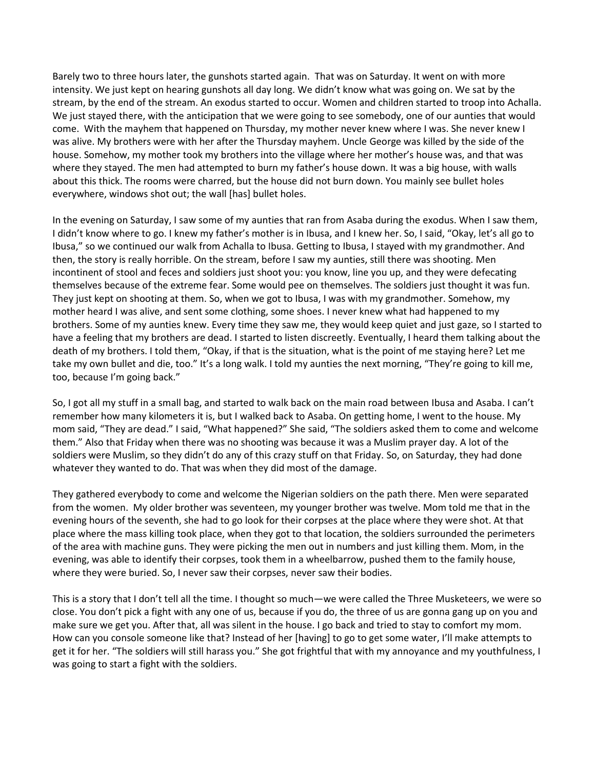Barely two to three hours later, the gunshots started again. That was on Saturday. It went on with more intensity. We just kept on hearing gunshots all day long. We didn't know what was going on. We sat by the stream, by the end of the stream. An exodus started to occur. Women and children started to troop into Achalla. We just stayed there, with the anticipation that we were going to see somebody, one of our aunties that would come. With the mayhem that happened on Thursday, my mother never knew where I was. She never knew I was alive. My brothers were with her after the Thursday mayhem. Uncle George was killed by the side of the house. Somehow, my mother took my brothers into the village where her mother's house was, and that was where they stayed. The men had attempted to burn my father's house down. It was a big house, with walls about this thick. The rooms were charred, but the house did not burn down. You mainly see bullet holes everywhere, windows shot out; the wall [has] bullet holes.

In the evening on Saturday, I saw some of my aunties that ran from Asaba during the exodus. When I saw them, I didn't know where to go. I knew my father's mother is in Ibusa, and I knew her. So, I said, "Okay, let's all go to Ibusa," so we continued our walk from Achalla to Ibusa. Getting to Ibusa, I stayed with my grandmother. And then, the story is really horrible. On the stream, before I saw my aunties, still there was shooting. Men incontinent of stool and feces and soldiers just shoot you: you know, line you up, and they were defecating themselves because of the extreme fear. Some would pee on themselves. The soldiers just thought it was fun. They just kept on shooting at them. So, when we got to Ibusa, I was with my grandmother. Somehow, my mother heard I was alive, and sent some clothing, some shoes. I never knew what had happened to my brothers. Some of my aunties knew. Every time they saw me, they would keep quiet and just gaze, so I started to have a feeling that my brothers are dead. I started to listen discreetly. Eventually, I heard them talking about the death of my brothers. I told them, "Okay, if that is the situation, what is the point of me staying here? Let me take my own bullet and die, too." It's a long walk. I told my aunties the next morning, "They're going to kill me, too, because I'm going back."

So, I got all my stuff in a small bag, and started to walk back on the main road between Ibusa and Asaba. I can't remember how many kilometers it is, but I walked back to Asaba. On getting home, I went to the house. My mom said, "They are dead." I said, "What happened?" She said, "The soldiers asked them to come and welcome them." Also that Friday when there was no shooting was because it was a Muslim prayer day. A lot of the soldiers were Muslim, so they didn't do any of this crazy stuff on that Friday. So, on Saturday, they had done whatever they wanted to do. That was when they did most of the damage.

They gathered everybody to come and welcome the Nigerian soldiers on the path there. Men were separated from the women. My older brother was seventeen, my younger brother was twelve. Mom told me that in the evening hours of the seventh, she had to go look for their corpses at the place where they were shot. At that place where the mass killing took place, when they got to that location, the soldiers surrounded the perimeters of the area with machine guns. They were picking the men out in numbers and just killing them. Mom, in the evening, was able to identify their corpses, took them in a wheelbarrow, pushed them to the family house, where they were buried. So, I never saw their corpses, never saw their bodies.

This is a story that I don't tell all the time. I thought so much—we were called the Three Musketeers, we were so close. You don't pick a fight with any one of us, because if you do, the three of us are gonna gang up on you and make sure we get you. After that, all was silent in the house. I go back and tried to stay to comfort my mom. How can you console someone like that? Instead of her [having] to go to get some water, I'll make attempts to get it for her. "The soldiers will still harass you." She got frightful that with my annoyance and my youthfulness, I was going to start a fight with the soldiers.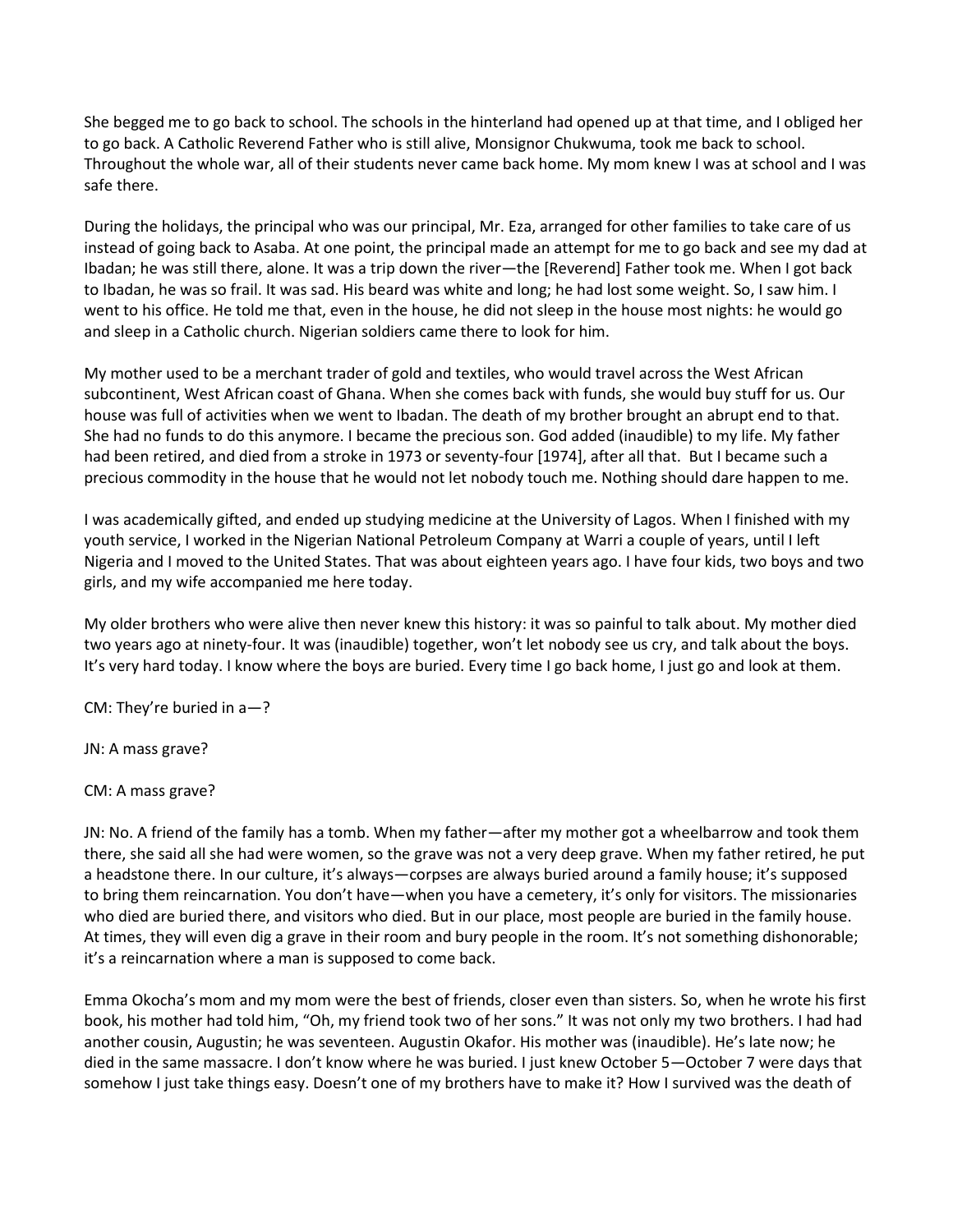She begged me to go back to school. The schools in the hinterland had opened up at that time, and I obliged her to go back. A Catholic Reverend Father who is still alive, Monsignor Chukwuma, took me back to school. Throughout the whole war, all of their students never came back home. My mom knew I was at school and I was safe there.

During the holidays, the principal who was our principal, Mr. Eza, arranged for other families to take care of us instead of going back to Asaba. At one point, the principal made an attempt for me to go back and see my dad at Ibadan; he was still there, alone. It was a trip down the river—the [Reverend] Father took me. When I got back to Ibadan, he was so frail. It was sad. His beard was white and long; he had lost some weight. So, I saw him. I went to his office. He told me that, even in the house, he did not sleep in the house most nights: he would go and sleep in a Catholic church. Nigerian soldiers came there to look for him.

My mother used to be a merchant trader of gold and textiles, who would travel across the West African subcontinent, West African coast of Ghana. When she comes back with funds, she would buy stuff for us. Our house was full of activities when we went to Ibadan. The death of my brother brought an abrupt end to that. She had no funds to do this anymore. I became the precious son. God added (inaudible) to my life. My father had been retired, and died from a stroke in 1973 or seventy-four [1974], after all that. But I became such a precious commodity in the house that he would not let nobody touch me. Nothing should dare happen to me.

I was academically gifted, and ended up studying medicine at the University of Lagos. When I finished with my youth service, I worked in the Nigerian National Petroleum Company at Warri a couple of years, until I left Nigeria and I moved to the United States. That was about eighteen years ago. I have four kids, two boys and two girls, and my wife accompanied me here today.

My older brothers who were alive then never knew this history: it was so painful to talk about. My mother died two years ago at ninety-four. It was (inaudible) together, won't let nobody see us cry, and talk about the boys. It's very hard today. I know where the boys are buried. Every time I go back home, I just go and look at them.

CM: They're buried in a—?

JN: A mass grave?

CM: A mass grave?

JN: No. A friend of the family has a tomb. When my father—after my mother got a wheelbarrow and took them there, she said all she had were women, so the grave was not a very deep grave. When my father retired, he put a headstone there. In our culture, it's always—corpses are always buried around a family house; it's supposed to bring them reincarnation. You don't have—when you have a cemetery, it's only for visitors. The missionaries who died are buried there, and visitors who died. But in our place, most people are buried in the family house. At times, they will even dig a grave in their room and bury people in the room. It's not something dishonorable; it's a reincarnation where a man is supposed to come back.

Emma Okocha's mom and my mom were the best of friends, closer even than sisters. So, when he wrote his first book, his mother had told him, "Oh, my friend took two of her sons." It was not only my two brothers. I had had another cousin, Augustin; he was seventeen. Augustin Okafor. His mother was (inaudible). He's late now; he died in the same massacre. I don't know where he was buried. I just knew October 5—October 7 were days that somehow I just take things easy. Doesn't one of my brothers have to make it? How I survived was the death of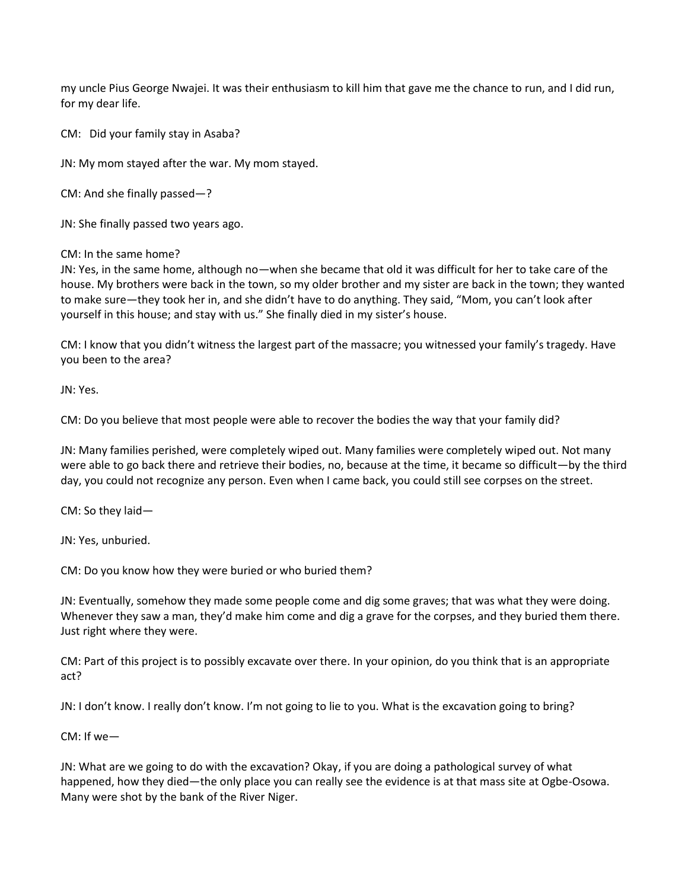my uncle Pius George Nwajei. It was their enthusiasm to kill him that gave me the chance to run, and I did run, for my dear life.

CM: Did your family stay in Asaba?

JN: My mom stayed after the war. My mom stayed.

CM: And she finally passed—?

JN: She finally passed two years ago.

CM: In the same home?
JN: Yes, in the same home, although no—when she became that old it was difficult for her to take care of the house. My brothers were back in the town, so my older brother and my sister are back in the town; they wanted to make sure—they took her in, and she didn't have to do anything. They said, "Mom, you can't look after yourself in this house; and stay with us." She finally died in my sister's house.

CM: I know that you didn't witness the largest part of the massacre; you witnessed your family's tragedy. Have you been to the area?

JN: Yes.

CM: Do you believe that most people were able to recover the bodies the way that your family did?

JN: Many families perished, were completely wiped out. Many families were completely wiped out. Not many were able to go back there and retrieve their bodies, no, because at the time, it became so difficult—by the third day, you could not recognize any person. Even when I came back, you could still see corpses on the street.

CM: So they laid—

JN: Yes, unburied.

CM: Do you know how they were buried or who buried them?

JN: Eventually, somehow they made some people come and dig some graves; that was what they were doing. Whenever they saw a man, they'd make him come and dig a grave for the corpses, and they buried them there. Just right where they were.

CM: Part of this project is to possibly excavate over there. In your opinion, do you think that is an appropriate act?

JN: I don't know. I really don't know. I'm not going to lie to you. What is the excavation going to bring?

CM: If we—

JN: What are we going to do with the excavation? Okay, if you are doing a pathological survey of what happened, how they died—the only place you can really see the evidence is at that mass site at Ogbe-Osowa. Many were shot by the bank of the River Niger.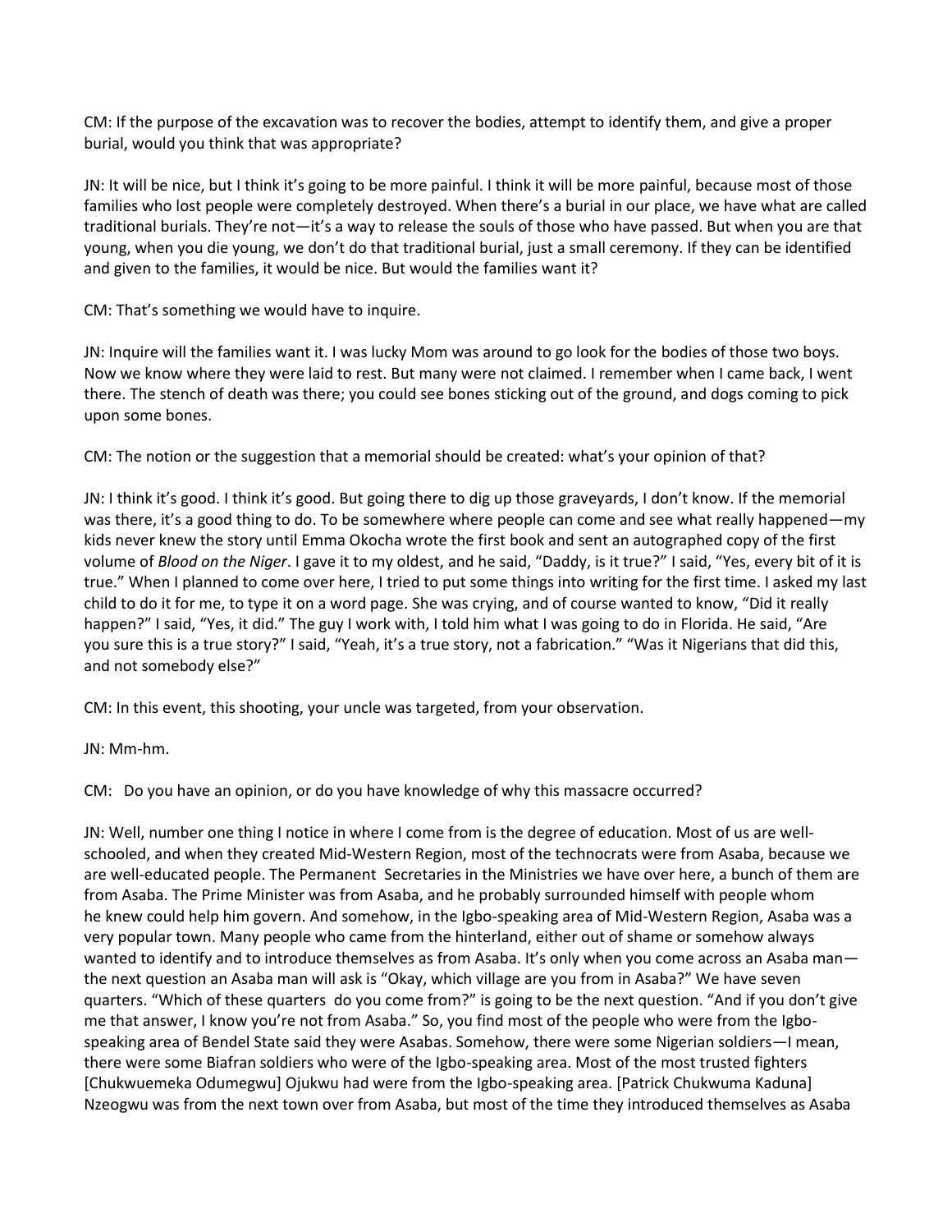CM: If the purpose of the excavation was to recover the bodies, attempt to identify them, and give a proper burial, would you think that was appropriate?

JN: It will be nice, but I think it's going to be more painful. I think it will be more painful, because most of those families who lost people were completely destroyed. When there's a burial in our place, we have what are called traditional burials. They're not—it's a way to release the souls of those who have passed. But when you are that young, when you die young, we don't do that traditional burial, just a small ceremony. If they can be identified and given to the families, it would be nice. But would the families want it?

CM: That's something we would have to inquire.

JN: Inquire will the families want it. I was lucky Mom was around to go look for the bodies of those two boys. Now we know where they were laid to rest. But many were not claimed. I remember when I came back, I went there. The stench of death was there; you could see bones sticking out of the ground, and dogs coming to pick upon some bones.

CM: The notion or the suggestion that a memorial should be created: what's your opinion of that?

JN: I think it's good. I think it's good. But going there to dig up those graveyards, I don't know. If the memorial was there, it's a good thing to do. To be somewhere where people can come and see what really happened—my kids never knew the story until Emma Okocha wrote the first book and sent an autographed copy of the first volume of *Blood on the Niger*. I gave it to my oldest, and he said, "Daddy, is it true?" I said, "Yes, every bit of it is true." When I planned to come over here, I tried to put some things into writing for the first time. I asked my last child to do it for me, to type it on a word page. She was crying, and of course wanted to know, "Did it really happen?" I said, "Yes, it did." The guy I work with, I told him what I was going to do in Florida. He said, "Are you sure this is a true story?" I said, "Yeah, it's a true story, not a fabrication." "Was it Nigerians that did this, and not somebody else?"

CM: In this event, this shooting, your uncle was targeted, from your observation.

JN: Mm-hm.

CM: Do you have an opinion, or do you have knowledge of why this massacre occurred?

JN: Well, number one thing I notice in where I come from is the degree of education. Most of us are well-schooled, and when they created Mid-Western Region, most of the technocrats were from Asaba, because we are well-educated people. The Permanent Secretaries in the Ministries we have over here, a bunch of them are from Asaba. The Prime Minister was from Asaba, and he probably surrounded himself with people whom he knew could help him govern. And somehow, in the Igbo-speaking area of Mid-Western Region, Asaba was a very popular town. Many people who came from the hinterland, either out of shame or somehow always wanted to identify and to introduce themselves as from Asaba. It's only when you come across an Asaba man—the next question an Asaba man will ask is "Okay, which village are you from in Asaba?" We have seven quarters. "Which of these quarters do you come from?" is going to be the next question. "And if you don't give me that answer, I know you're not from Asaba." So, you find most of the people who were from the Igbo-speaking area of Bendel State said they were Asabas. Somehow, there were some Nigerian soldiers—I mean, there were some Biafran soldiers who were of the Igbo-speaking area. Most of the most trusted fighters [Chukwuemeka Odumegwu] Ojukwu had were from the Igbo-speaking area. [Patrick Chukwuma Kaduna] Nzeogwu was from the next town over from Asaba, but most of the time they introduced themselves as Asaba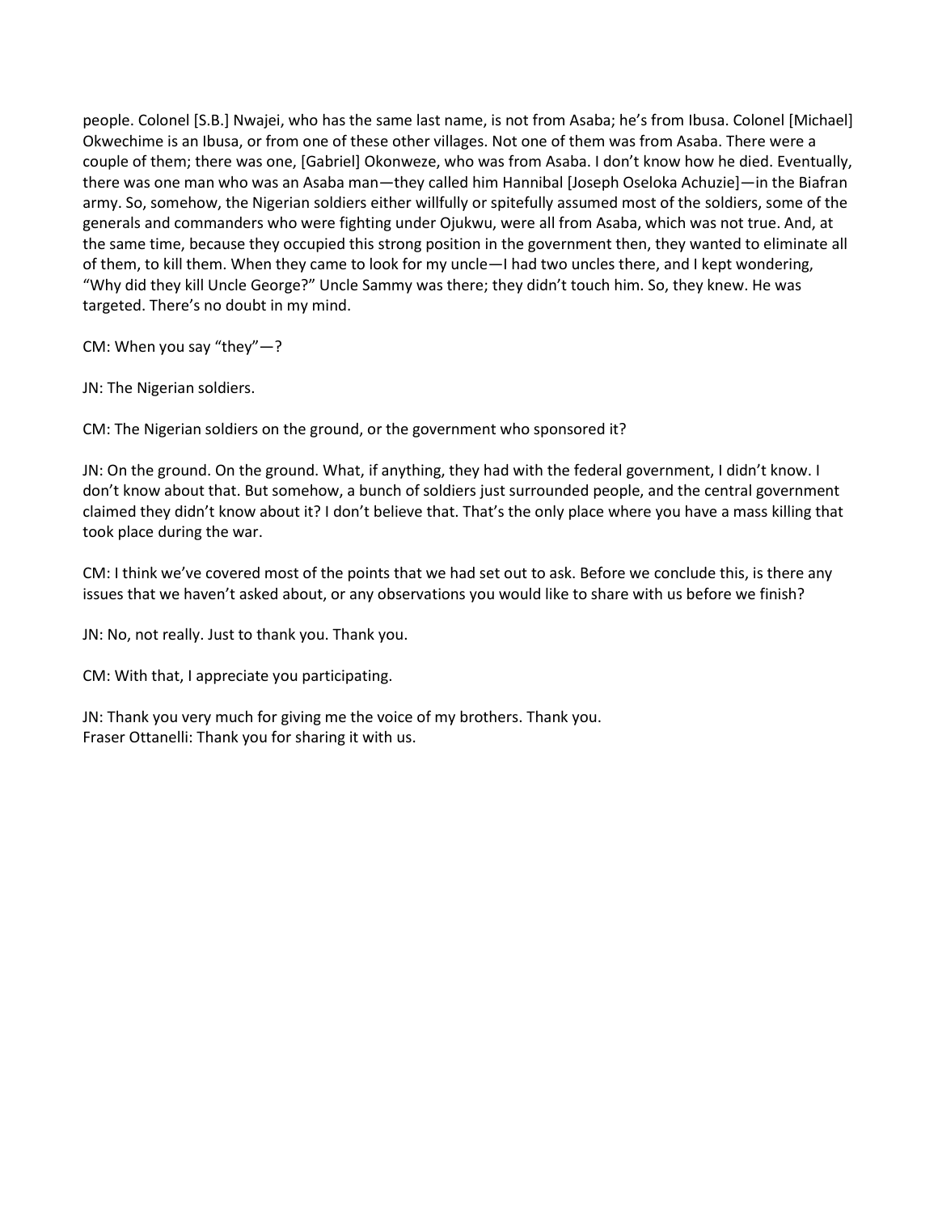people. Colonel [S.B.] Nwajei, who has the same last name, is not from Asaba; he's from Ibusa. Colonel [Michael] Okwechime is an Ibusa, or from one of these other villages. Not one of them was from Asaba. There were a couple of them; there was one, [Gabriel] Okonweze, who was from Asaba. I don't know how he died. Eventually, there was one man who was an Asaba man—they called him Hannibal [Joseph Oseloka Achuzie]—in the Biafran army. So, somehow, the Nigerian soldiers either willfully or spitefully assumed most of the soldiers, some of the generals and commanders who were fighting under Ojukwu, were all from Asaba, which was not true. And, at the same time, because they occupied this strong position in the government then, they wanted to eliminate all of them, to kill them. When they came to look for my uncle—I had two uncles there, and I kept wondering, "Why did they kill Uncle George?" Uncle Sammy was there; they didn't touch him. So, they knew. He was targeted. There's no doubt in my mind.

CM: When you say "they"—?

JN: The Nigerian soldiers.

CM: The Nigerian soldiers on the ground, or the government who sponsored it?

JN: On the ground. On the ground. What, if anything, they had with the federal government, I didn't know. I don't know about that. But somehow, a bunch of soldiers just surrounded people, and the central government claimed they didn't know about it? I don't believe that. That's the only place where you have a mass killing that took place during the war.

CM: I think we've covered most of the points that we had set out to ask. Before we conclude this, is there any issues that we haven't asked about, or any observations you would like to share with us before we finish?

JN: No, not really. Just to thank you. Thank you.

CM: With that, I appreciate you participating.

JN: Thank you very much for giving me the voice of my brothers. Thank you.
Fraser Ottanelli: Thank you for sharing it with us.